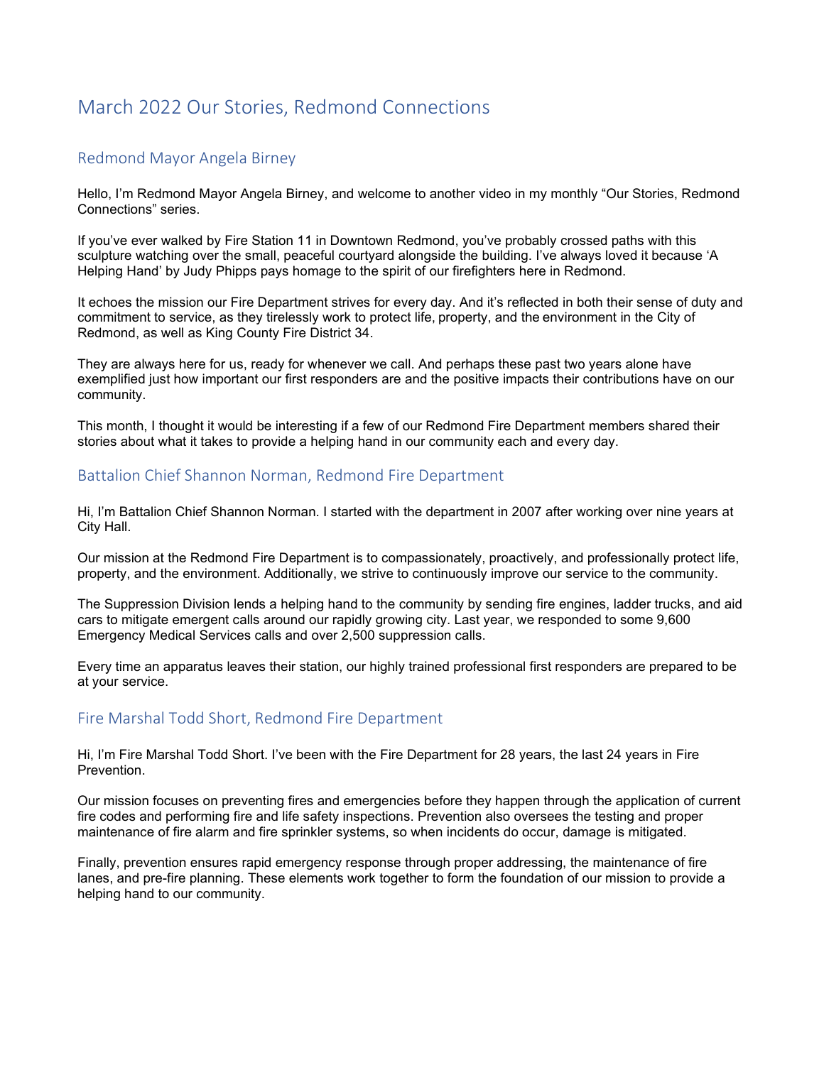# March 2022 Our Stories, Redmond Connections

## Redmond Mayor Angela Birney

Hello, I'm Redmond Mayor Angela Birney, and welcome to another video in my monthly "Our Stories, Redmond Connections" series.

If you've ever walked by Fire Station 11 in Downtown Redmond, you've probably crossed paths with this sculpture watching over the small, peaceful courtyard alongside the building. I've always loved it because 'A Helping Hand' by Judy Phipps pays homage to the spirit of our firefighters here in Redmond.

It echoes the mission our Fire Department strives for every day. And it's reflected in both their sense of duty and commitment to service, as they tirelessly work to protect life, property, and the environment in the City of Redmond, as well as King County Fire District 34.

They are always here for us, ready for whenever we call. And perhaps these past two years alone have exemplified just how important our first responders are and the positive impacts their contributions have on our community.

This month, I thought it would be interesting if a few of our Redmond Fire Department members shared their stories about what it takes to provide a helping hand in our community each and every day.

## Battalion Chief Shannon Norman, Redmond Fire Department

Hi, I'm Battalion Chief Shannon Norman. I started with the department in 2007 after working over nine years at City Hall.

Our mission at the Redmond Fire Department is to compassionately, proactively, and professionally protect life, property, and the environment. Additionally, we strive to continuously improve our service to the community.

The Suppression Division lends a helping hand to the community by sending fire engines, ladder trucks, and aid cars to mitigate emergent calls around our rapidly growing city. Last year, we responded to some 9,600 Emergency Medical Services calls and over 2,500 suppression calls.

Every time an apparatus leaves their station, our highly trained professional first responders are prepared to be at your service.

## Fire Marshal Todd Short, Redmond Fire Department

Hi, I'm Fire Marshal Todd Short. I've been with the Fire Department for 28 years, the last 24 years in Fire Prevention.

Our mission focuses on preventing fires and emergencies before they happen through the application of current fire codes and performing fire and life safety inspections. Prevention also oversees the testing and proper maintenance of fire alarm and fire sprinkler systems, so when incidents do occur, damage is mitigated.

Finally, prevention ensures rapid emergency response through proper addressing, the maintenance of fire lanes, and pre-fire planning. These elements work together to form the foundation of our mission to provide a helping hand to our community.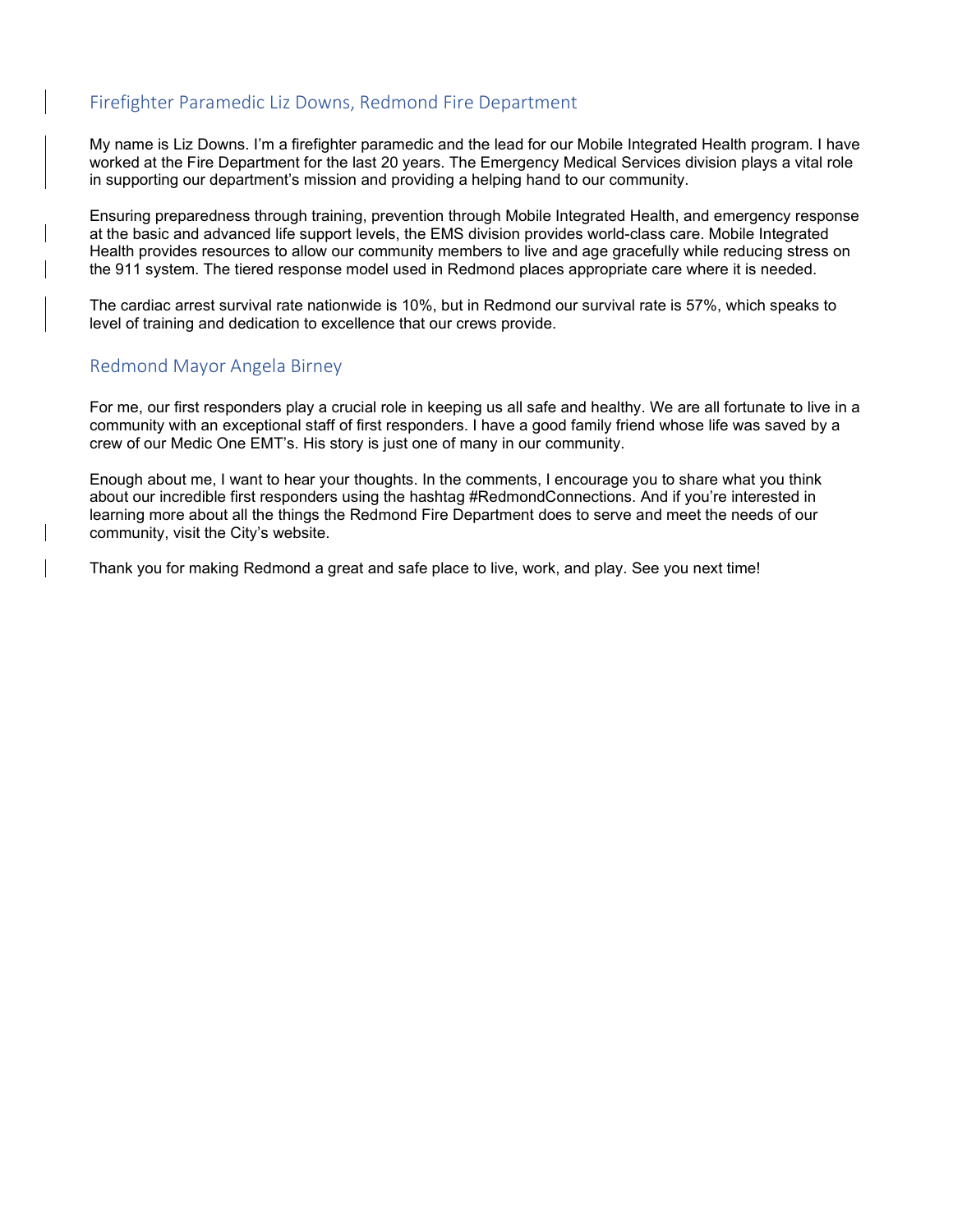## Firefighter Paramedic Liz Downs, Redmond Fire Department

My name is Liz Downs. I'm a firefighter paramedic and the lead for our Mobile Integrated Health program. I have worked at the Fire Department for the last 20 years. The Emergency Medical Services division plays a vital role in supporting our department's mission and providing a helping hand to our community.

Ensuring preparedness through training, prevention through Mobile Integrated Health, and emergency response at the basic and advanced life support levels, the EMS division provides world-class care. Mobile Integrated Health provides resources to allow our community members to live and age gracefully while reducing stress on the 911 system. The tiered response model used in Redmond places appropriate care where it is needed.

The cardiac arrest survival rate nationwide is 10%, but in Redmond our survival rate is 57%, which speaks to level of training and dedication to excellence that our crews provide.

## Redmond Mayor Angela Birney

For me, our first responders play a crucial role in keeping us all safe and healthy. We are all fortunate to live in a community with an exceptional staff of first responders. I have a good family friend whose life was saved by a crew of our Medic One EMT's. His story is just one of many in our community.

Enough about me, I want to hear your thoughts. In the comments, I encourage you to share what you think about our incredible first responders using the hashtag #RedmondConnections. And if you're interested in learning more about all the things the Redmond Fire Department does to serve and meet the needs of our community, visit the City's website.

Thank you for making Redmond a great and safe place to live, work, and play. See you next time!